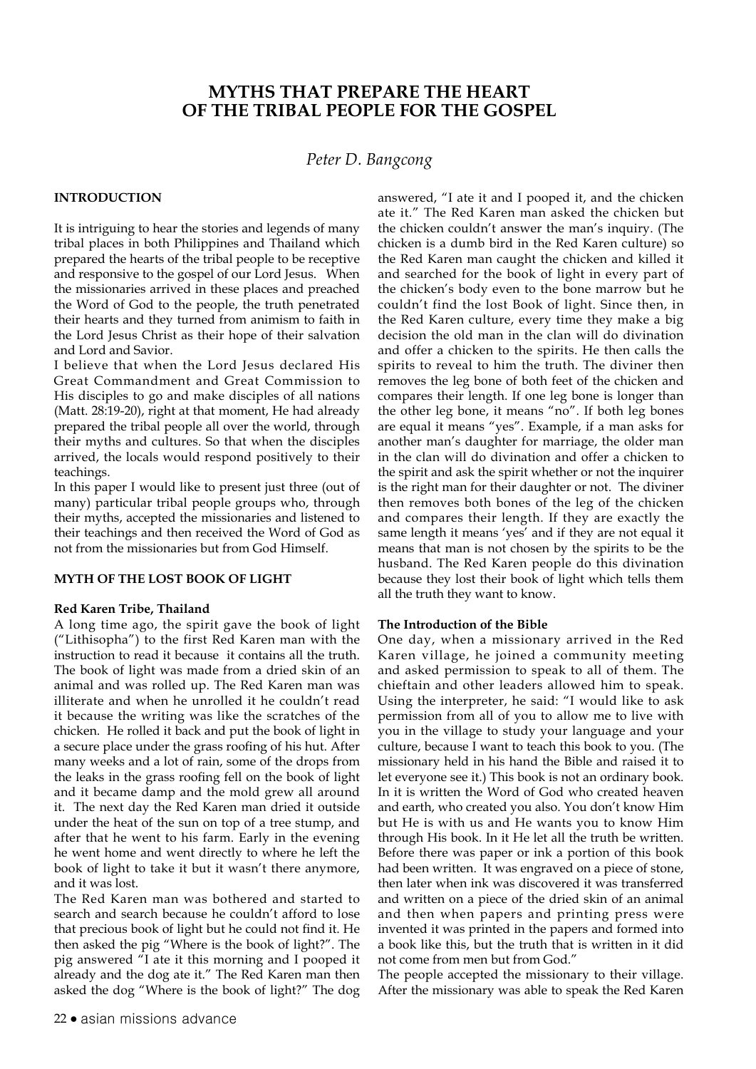# MYTHS THAT PREPARE THE HEART OF THE TRIBAL PEOPLE FOR THE GOSPEL

*Peter D. Bangcong*

## INTRODUCTION

It is intriguing to hear the stories and legends of many tribal places in both Philippines and Thailand which prepared the hearts of the tribal people to be receptive and responsive to the gospel of our Lord Jesus. When the missionaries arrived in these places and preached the Word of God to the people, the truth penetrated their hearts and they turned from animism to faith in the Lord Jesus Christ as their hope of their salvation and Lord and Savior.

I believe that when the Lord Jesus declared His Great Commandment and Great Commission to His disciples to go and make disciples of all nations (Matt. 28:19-20), right at that moment, He had already prepared the tribal people all over the world, through their myths and cultures. So that when the disciples arrived, the locals would respond positively to their teachings.

In this paper I would like to present just three (out of many) particular tribal people groups who, through their myths, accepted the missionaries and listened to their teachings and then received the Word of God as not from the missionaries but from God Himself.

## MYTH OF THE LOST BOOK OF LIGHT

### Red Karen Tribe, Thailand

A long time ago, the spirit gave the book of light ("Lithisopha") to the first Red Karen man with the instruction to read it because it contains all the truth. The book of light was made from a dried skin of an animal and was rolled up. The Red Karen man was illiterate and when he unrolled it he couldn't read it because the writing was like the scratches of the chicken. He rolled it back and put the book of light in a secure place under the grass roofing of his hut. After many weeks and a lot of rain, some of the drops from the leaks in the grass roofing fell on the book of light and it became damp and the mold grew all around it. The next day the Red Karen man dried it outside under the heat of the sun on top of a tree stump, and after that he went to his farm. Early in the evening he went home and went directly to where he left the book of light to take it but it wasn't there anymore, and it was lost.

The Red Karen man was bothered and started to search and search because he couldn't afford to lose that precious book of light but he could not find it. He then asked the pig "Where is the book of light?". The pig answered "I ate it this morning and I pooped it already and the dog ate it." The Red Karen man then asked the dog "Where is the book of light?" The dog answered, "I ate it and I pooped it, and the chicken ate it." The Red Karen man asked the chicken but the chicken couldn't answer the man's inquiry. (The chicken is a dumb bird in the Red Karen culture) so the Red Karen man caught the chicken and killed it and searched for the book of light in every part of the chicken's body even to the bone marrow but he couldn't find the lost Book of light. Since then, in the Red Karen culture, every time they make a big decision the old man in the clan will do divination and offer a chicken to the spirits. He then calls the spirits to reveal to him the truth. The diviner then removes the leg bone of both feet of the chicken and compares their length. If one leg bone is longer than the other leg bone, it means "no". If both leg bones are equal it means "yes". Example, if a man asks for another man's daughter for marriage, the older man in the clan will do divination and offer a chicken to the spirit and ask the spirit whether or not the inquirer is the right man for their daughter or not. The diviner then removes both bones of the leg of the chicken and compares their length. If they are exactly the same length it means 'yes' and if they are not equal it means that man is not chosen by the spirits to be the husband. The Red Karen people do this divination because they lost their book of light which tells them all the truth they want to know.

### The Introduction of the Bible

One day, when a missionary arrived in the Red Karen village, he joined a community meeting and asked permission to speak to all of them. The chieftain and other leaders allowed him to speak. Using the interpreter, he said: "I would like to ask permission from all of you to allow me to live with you in the village to study your language and your culture, because I want to teach this book to you. (The missionary held in his hand the Bible and raised it to let everyone see it.) This book is not an ordinary book. In it is written the Word of God who created heaven and earth, who created you also. You don't know Him but He is with us and He wants you to know Him through His book. In it He let all the truth be written. Before there was paper or ink a portion of this book had been written. It was engraved on a piece of stone, then later when ink was discovered it was transferred and written on a piece of the dried skin of an animal and then when papers and printing press were invented it was printed in the papers and formed into a book like this, but the truth that is written in it did not come from men but from God."

The people accepted the missionary to their village. After the missionary was able to speak the Red Karen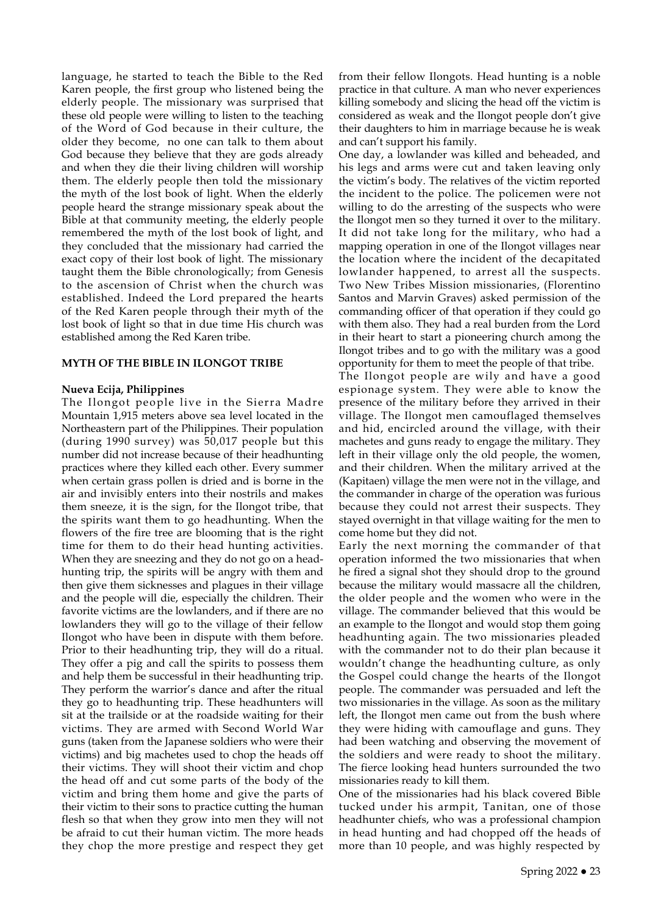language, he started to teach the Bible to the Red Karen people, the first group who listened being the elderly people. The missionary was surprised that these old people were willing to listen to the teaching of the Word of God because in their culture, the older they become, no one can talk to them about God because they believe that they are gods already and when they die their living children will worship them. The elderly people then told the missionary the myth of the lost book of light. When the elderly people heard the strange missionary speak about the Bible at that community meeting, the elderly people remembered the myth of the lost book of light, and they concluded that the missionary had carried the exact copy of their lost book of light. The missionary taught them the Bible chronologically; from Genesis to the ascension of Christ when the church was established. Indeed the Lord prepared the hearts of the Red Karen people through their myth of the lost book of light so that in due time His church was established among the Red Karen tribe.

## MYTH OF THE BIBLE IN ILONGOT TRIBE

### Nueva Ecija, Philippines

The Ilongot people live in the Sierra Madre Mountain 1,915 meters above sea level located in the Northeastern part of the Philippines. Their population (during 1990 survey) was 50,017 people but this number did not increase because of their headhunting practices where they killed each other. Every summer when certain grass pollen is dried and is borne in the air and invisibly enters into their nostrils and makes them sneeze, it is the sign, for the Ilongot tribe, that the spirits want them to go headhunting. When the flowers of the fire tree are blooming that is the right time for them to do their head hunting activities. When they are sneezing and they do not go on a head-hunting trip, the spirits will be angry with them and then give them sicknesses and plagues in their village and the people will die, especially the children. Their favorite victims are the lowlanders, and if there are no lowlanders they will go to the village of their fellow Ilongot who have been in dispute with them before. Prior to their headhunting trip, they will do a ritual. They offer a pig and call the spirits to possess them and help them be successful in their headhunting trip. They perform the warrior's dance and after the ritual they go to headhunting trip. These headhunters will sit at the trailside or at the roadside waiting for their victims. They are armed with Second World War guns (taken from the Japanese soldiers who were their victims) and big machetes used to chop the heads off their victims. They will shoot their victim and chop the head off and cut some parts of the body of the victim and bring them home and give the parts of their victim to their sons to practice cutting the human flesh so that when they grow into men they will not be afraid to cut their human victim. The more heads they chop the more prestige and respect they get from their fellow Ilongots. Head hunting is a noble practice in that culture. A man who never experiences killing somebody and slicing the head off the victim is considered as weak and the Ilongot people don't give their daughters to him in marriage because he is weak and can't support his family.

One day, a lowlander was killed and beheaded, and his legs and arms were cut and taken leaving only the victim's body. The relatives of the victim reported the incident to the police. The policemen were not willing to do the arresting of the suspects who were the Ilongot men so they turned it over to the military. It did not take long for the military, who had a mapping operation in one of the Ilongot villages near the location where the incident of the decapitated lowlander happened, to arrest all the suspects. Two New Tribes Mission missionaries, (Florentino Santos and Marvin Graves) asked permission of the commanding officer of that operation if they could go with them also. They had a real burden from the Lord in their heart to start a pioneering church among the Ilongot tribes and to go with the military was a good opportunity for them to meet the people of that tribe.

The Ilongot people are wily and have a good espionage system. They were able to know the presence of the military before they arrived in their village. The Ilongot men camouflaged themselves and hid, encircled around the village, with their machetes and guns ready to engage the military. They left in their village only the old people, the women, and their children. When the military arrived at the (Kapitaen) village the men were not in the village, and the commander in charge of the operation was furious because they could not arrest their suspects. They stayed overnight in that village waiting for the men to come home but they did not.

Early the next morning the commander of that operation informed the two missionaries that when he fired a signal shot they should drop to the ground because the military would massacre all the children, the older people and the women who were in the village. The commander believed that this would be an example to the Ilongot and would stop them going headhunting again. The two missionaries pleaded with the commander not to do their plan because it wouldn't change the headhunting culture, as only the Gospel could change the hearts of the Ilongot people. The commander was persuaded and left the two missionaries in the village. As soon as the military left, the Ilongot men came out from the bush where they were hiding with camouflage and guns. They had been watching and observing the movement of the soldiers and were ready to shoot the military. The fierce looking head hunters surrounded the two missionaries ready to kill them.

One of the missionaries had his black covered Bible tucked under his armpit, Tanitan, one of those headhunter chiefs, who was a professional champion in head hunting and had chopped off the heads of more than 10 people, and was highly respected by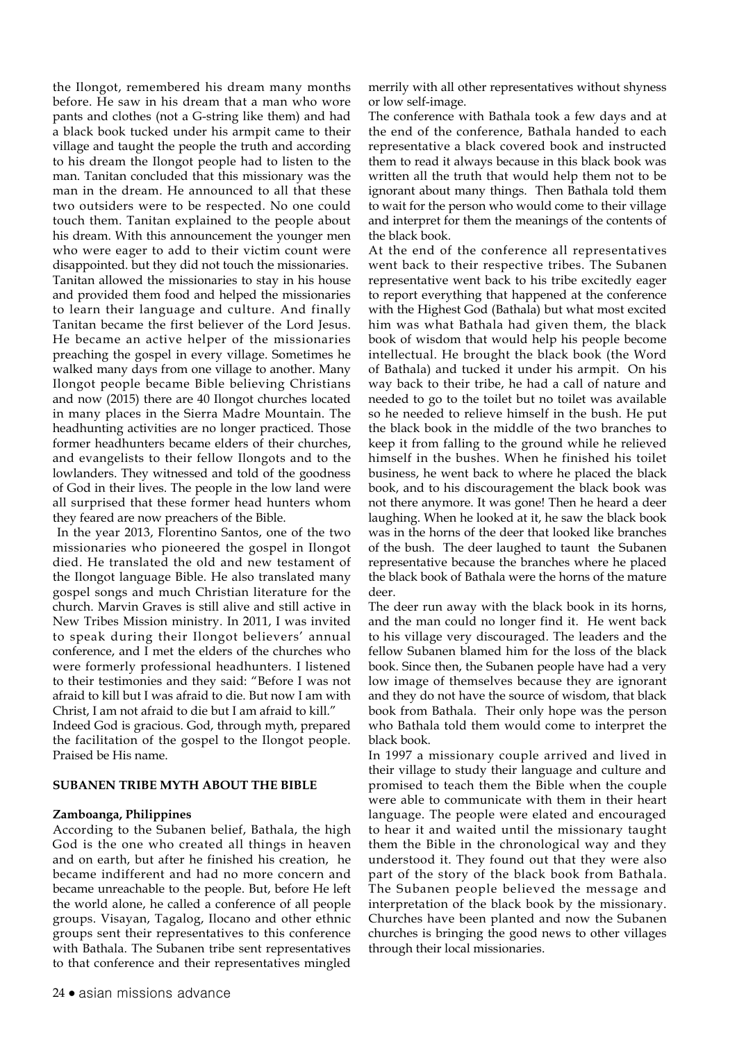the Ilongot, remembered his dream many months before. He saw in his dream that a man who wore pants and clothes (not a G-string like them) and had a black book tucked under his armpit came to their village and taught the people the truth and according to his dream the Ilongot people had to listen to the man. Tanitan concluded that this missionary was the man in the dream. He announced to all that these two outsiders were to be respected. No one could touch them. Tanitan explained to the people about his dream. With this announcement the younger men who were eager to add to their victim count were disappointed. but they did not touch the missionaries. Tanitan allowed the missionaries to stay in his house and provided them food and helped the missionaries to learn their language and culture. And finally Tanitan became the first believer of the Lord Jesus. He became an active helper of the missionaries preaching the gospel in every village. Sometimes he walked many days from one village to another. Many Ilongot people became Bible believing Christians and now (2015) there are 40 Ilongot churches located in many places in the Sierra Madre Mountain. The headhunting activities are no longer practiced. Those former headhunters became elders of their churches, and evangelists to their fellow Ilongots and to the lowlanders. They witnessed and told of the goodness of God in their lives. The people in the low land were all surprised that these former head hunters whom they feared are now preachers of the Bible.

In the year 2013, Florentino Santos, one of the two missionaries who pioneered the gospel in Ilongot died. He translated the old and new testament of the Ilongot language Bible. He also translated many gospel songs and much Christian literature for the church. Marvin Graves is still alive and still active in New Tribes Mission ministry. In 2011, I was invited to speak during their Ilongot believers' annual conference, and I met the elders of the churches who were formerly professional headhunters. I listened to their testimonies and they said: "Before I was not afraid to kill but I was afraid to die. But now I am with Christ, I am not afraid to die but I am afraid to kill."

Indeed God is gracious. God, through myth, prepared the facilitation of the gospel to the Ilongot people. Praised be His name.

**SUBANEN TRIBE MYTH ABOUT THE BIBLE**

**Zamboanga, Philippines**

According to the Subanen belief, Bathala, the high God is the one who created all things in heaven and on earth, but after he finished his creation, he became indifferent and had no more concern and became unreachable to the people. But, before He left the world alone, he called a conference of all people groups. Visayan, Tagalog, Ilocano and other ethnic groups sent their representatives to this conference with Bathala. The Subanen tribe sent representatives to that conference and their representatives mingled merrily with all other representatives without shyness or low self-image.

The conference with Bathala took a few days and at the end of the conference, Bathala handed to each representative a black covered book and instructed them to read it always because in this black book was written all the truth that would help them not to be ignorant about many things. Then Bathala told them to wait for the person who would come to their village and interpret for them the meanings of the contents of the black book.

At the end of the conference all representatives went back to their respective tribes. The Subanen representative went back to his tribe excitedly eager to report everything that happened at the conference with the Highest God (Bathala) but what most excited him was what Bathala had given them, the black book of wisdom that would help his people become intellectual. He brought the black book (the Word of Bathala) and tucked it under his armpit. On his way back to their tribe, he had a call of nature and needed to go to the toilet but no toilet was available so he needed to relieve himself in the bush. He put the black book in the middle of the two branches to keep it from falling to the ground while he relieved himself in the bushes. When he finished his toilet business, he went back to where he placed the black book, and to his discouragement the black book was not there anymore. It was gone! Then he heard a deer laughing. When he looked at it, he saw the black book was in the horns of the deer that looked like branches of the bush. The deer laughed to taunt the Subanen representative because the branches where he placed the black book of Bathala were the horns of the mature deer.

The deer run away with the black book in its horns, and the man could no longer find it. He went back to his village very discouraged. The leaders and the fellow Subanen blamed him for the loss of the black book. Since then, the Subanen people have had a very low image of themselves because they are ignorant and they do not have the source of wisdom, that black book from Bathala. Their only hope was the person who Bathala told them would come to interpret the black book.

In 1997 a missionary couple arrived and lived in their village to study their language and culture and promised to teach them the Bible when the couple were able to communicate with them in their heart language. The people were elated and encouraged to hear it and waited until the missionary taught them the Bible in the chronological way and they understood it. They found out that they were also part of the story of the black book from Bathala. The Subanen people believed the message and interpretation of the black book by the missionary. Churches have been planted and now the Subanen churches is bringing the good news to other villages through their local missionaries.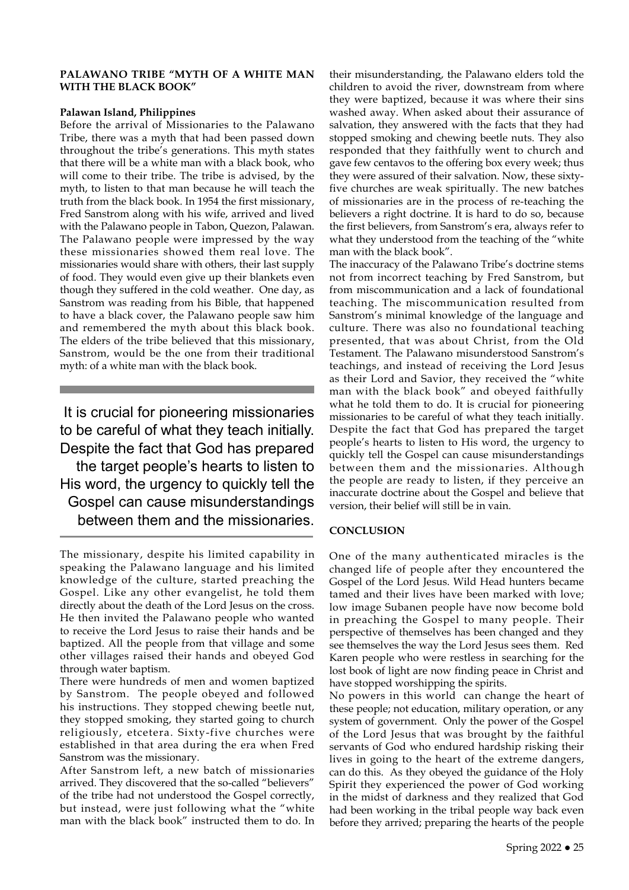### PALAWANO TRIBE "MYTH OF A WHITE MAN WITH THE BLACK BOOK"

**Palawan Island, Philippines**

Before the arrival of Missionaries to the Palawano Tribe, there was a myth that had been passed down throughout the tribe's generations. This myth states that there will be a white man with a black book, who will come to their tribe. The tribe is advised, by the myth, to listen to that man because he will teach the truth from the black book. In 1954 the first missionary, Fred Sanstrom along with his wife, arrived and lived with the Palawano people in Tabon, Quezon, Palawan. The Palawano people were impressed by the way these missionaries showed them real love. The missionaries would share with others, their last supply of food. They would even give up their blankets even though they suffered in the cold weather. One day, as Sanstrom was reading from his Bible, that happened to have a black cover, the Palawano people saw him and remembered the myth about this black book. The elders of the tribe believed that this missionary, Sanstrom, would be the one from their traditional myth: of a white man with the black book.

> It is crucial for pioneering missionaries to be careful of what they teach initially. Despite the fact that God has prepared the target people's hearts to listen to His word, the urgency to quickly tell the Gospel can cause misunderstandings between them and the missionaries.

The missionary, despite his limited capability in speaking the Palawano language and his limited knowledge of the culture, started preaching the Gospel. Like any other evangelist, he told them directly about the death of the Lord Jesus on the cross. He then invited the Palawano people who wanted to receive the Lord Jesus to raise their hands and be baptized. All the people from that village and some other villages raised their hands and obeyed God through water baptism.

There were hundreds of men and women baptized by Sanstrom. The people obeyed and followed his instructions. They stopped chewing beetle nut, they stopped smoking, they started going to church religiously, etcetera. Sixty-five churches were established in that area during the era when Fred Sanstrom was the missionary.

After Sanstrom left, a new batch of missionaries arrived. They discovered that the so-called "believers" of the tribe had not understood the Gospel correctly, but instead, were just following what the "white man with the black book" instructed them to do. In their misunderstanding, the Palawano elders told the children to avoid the river, downstream from where they were baptized, because it was where their sins washed away. When asked about their assurance of salvation, they answered with the facts that they had stopped smoking and chewing beetle nuts. They also responded that they faithfully went to church and gave few centavos to the offering box every week; thus they were assured of their salvation. Now, these sixty-five churches are weak spiritually. The new batches of missionaries are in the process of re-teaching the believers a right doctrine. It is hard to do so, because the first believers, from Sanstrom's era, always refer to what they understood from the teaching of the "white man with the black book".

The inaccuracy of the Palawano Tribe's doctrine stems not from incorrect teaching by Fred Sanstrom, but from miscommunication and a lack of foundational teaching. The miscommunication resulted from Sanstrom's minimal knowledge of the language and culture. There was also no foundational teaching presented, that was about Christ, from the Old Testament. The Palawano misunderstood Sanstrom's teachings, and instead of receiving the Lord Jesus as their Lord and Savior, they received the "white man with the black book" and obeyed faithfully what he told them to do. It is crucial for pioneering missionaries to be careful of what they teach initially. Despite the fact that God has prepared the target people's hearts to listen to His word, the urgency to quickly tell the Gospel can cause misunderstandings between them and the missionaries. Although the people are ready to listen, if they perceive an inaccurate doctrine about the Gospel and believe that version, their belief will still be in vain.

### CONCLUSION

One of the many authenticated miracles is the changed life of people after they encountered the Gospel of the Lord Jesus. Wild Head hunters became tamed and their lives have been marked with love; low image Subanen people have now become bold in preaching the Gospel to many people. Their perspective of themselves has been changed and they see themselves the way the Lord Jesus sees them. Red Karen people who were restless in searching for the lost book of light are now finding peace in Christ and have stopped worshipping the spirits.

No powers in this world can change the heart of these people; not education, military operation, or any system of government. Only the power of the Gospel of the Lord Jesus that was brought by the faithful servants of God who endured hardship risking their lives in going to the heart of the extreme dangers, can do this. As they obeyed the guidance of the Holy Spirit they experienced the power of God working in the midst of darkness and they realized that God had been working in the tribal people way back even before they arrived; preparing the hearts of the people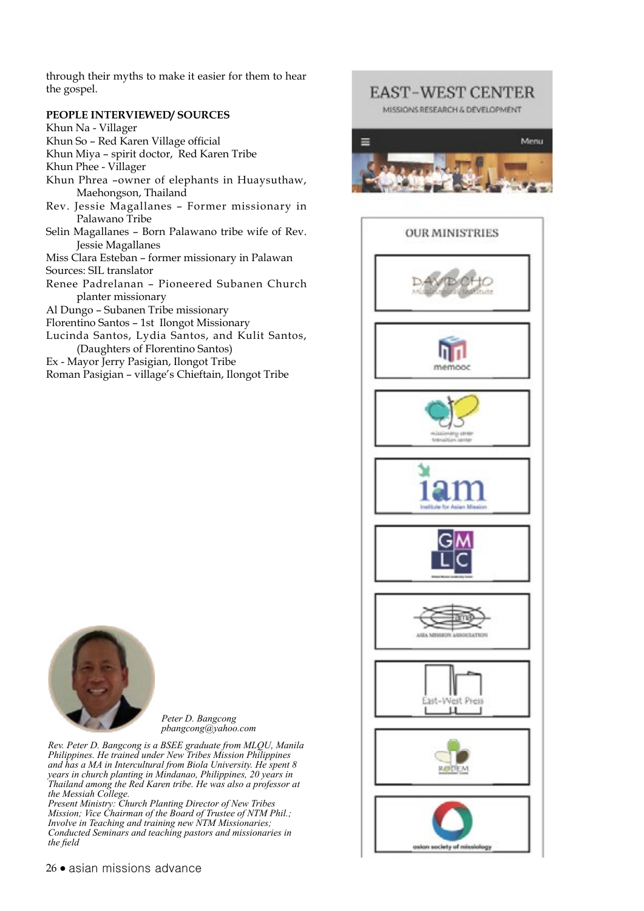through their myths to make it easier for them to hear the gospel.

**PEOPLE INTERVIEWED/ SOURCES**

Khun Na - Villager
Khun So – Red Karen Village official
Khun Miya – spirit doctor, Red Karen Tribe
Khun Phee - Villager
Khun Phrea –owner of elephants in Huaysuthaw, Maehongson, Thailand
Rev. Jessie Magallanes – Former missionary in Palawano Tribe
Selin Magallanes – Born Palawano tribe wife of Rev. Jessie Magallanes
Miss Clara Esteban – former missionary in Palawan
Sources: SIL translator
Renee Padrelanan – Pioneered Subanen Church planter missionary
Al Dungo – Subanen Tribe missionary
Florentino Santos – 1st Ilongot Missionary
Lucinda Santos, Lydia Santos, and Kulit Santos, (Daughters of Florentino Santos)
Ex - Mayor Jerry Pasigian, Ilongot Tribe
Roman Pasigian – village's Chieftain, Ilongot Tribe

*Peter D. Bangcong*
*pbangcong@yahoo.com*

*Rev. Peter D. Bangcong is a BSEE graduate from MLQU, Manila Philippines. He trained under New Tribes Mission Philippines and has a MA in Intercultural from Biola University. He spent 8 years in church planting in Mindanao, Philippines, 20 years in Thailand among the Red Karen tribe. He was also a professor at the Messiah College.*
*Present Ministry: Church Planting Director of New Tribes Mission; Vice Chairman of the Board of Trustee of NTM Phil.; Involve in Teaching and training new NTM Missionaries; Conducted Seminars and teaching pastors and missionaries in the field*

EAST-WEST CENTER
MISSIONS RESEARCH & DEVELOPMENT
Menu

OUR MINISTRIES

DAVID CHO Missiological Institute
memooc
missionary center transition center
iam Institute for Asian Mission
GMLC
AMA ASIA MISSION ASSOCIATION
East-West Press
RODEM
asian society of missiology